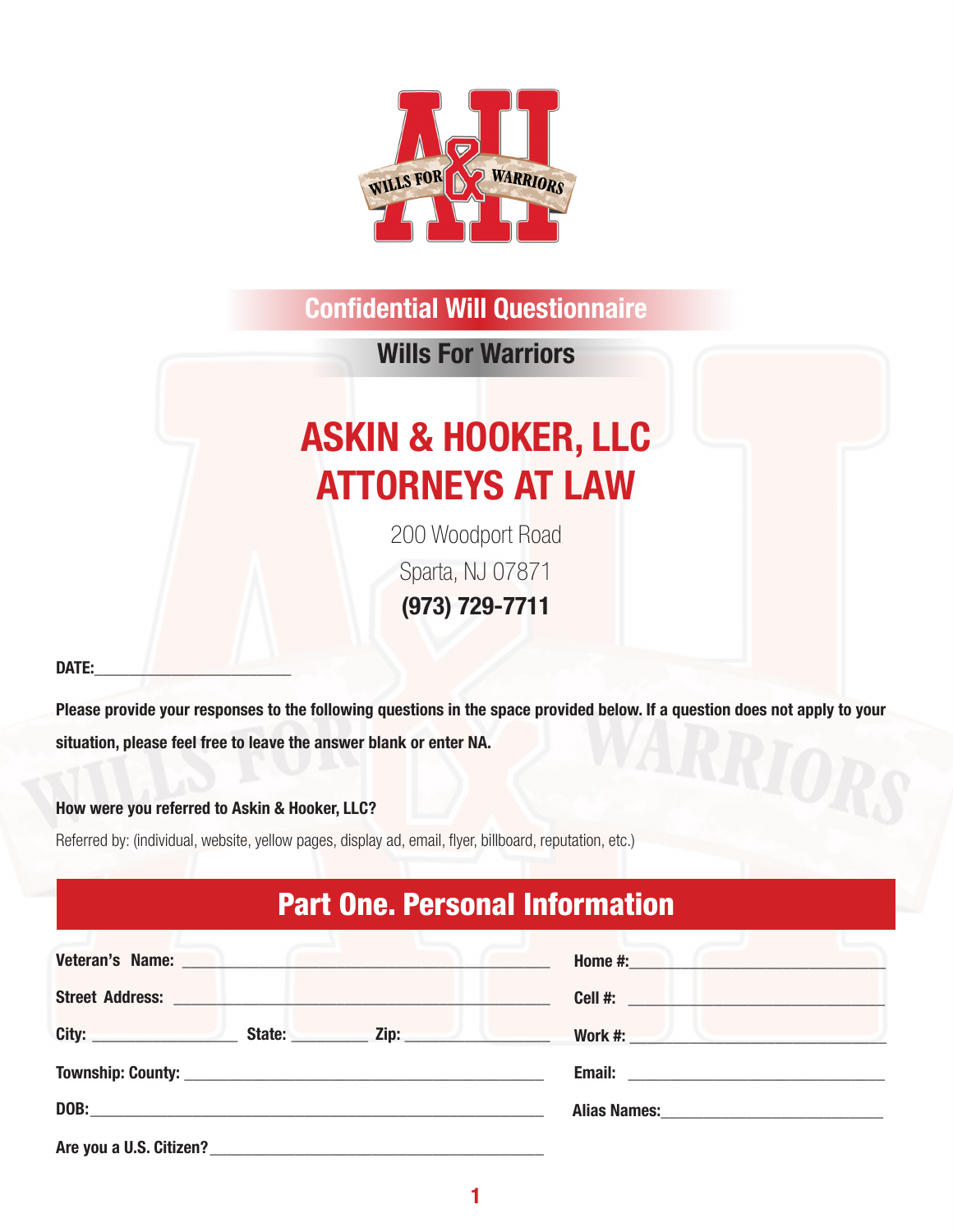# Confidential Will Questionnaire

## Wills For Warriors

# ASKIN & HOOKER, LLC
# ATTORNEYS AT LAW

200 Woodport Road

Sparta, NJ 07871

**(973) 729-7711**

**DATE:**________________________

**Please provide your responses to the following questions in the space provided below. If a question does not apply to your situation, please feel free to leave the answer blank or enter NA.**

**How were you referred to Askin & Hooker, LLC?**

Referred by: (individual, website, yellow pages, display ad, email, flyer, billboard, reputation, etc.)

## Part One. Personal Information

**Veteran's Name:** ____________________________________________

**Street Address:** ____________________________________________

**City:** __________________ **State:** _________ **Zip:** _________________

**Township: County:** ____________________________________________

**DOB:** ____________________________________________

**Are you a U.S. Citizen?** ________________________________________

**Home #:** ________________________________

**Cell #:** ________________________________

**Work #:** ________________________________

**Email:** ________________________________

**Alias Names:** ___________________________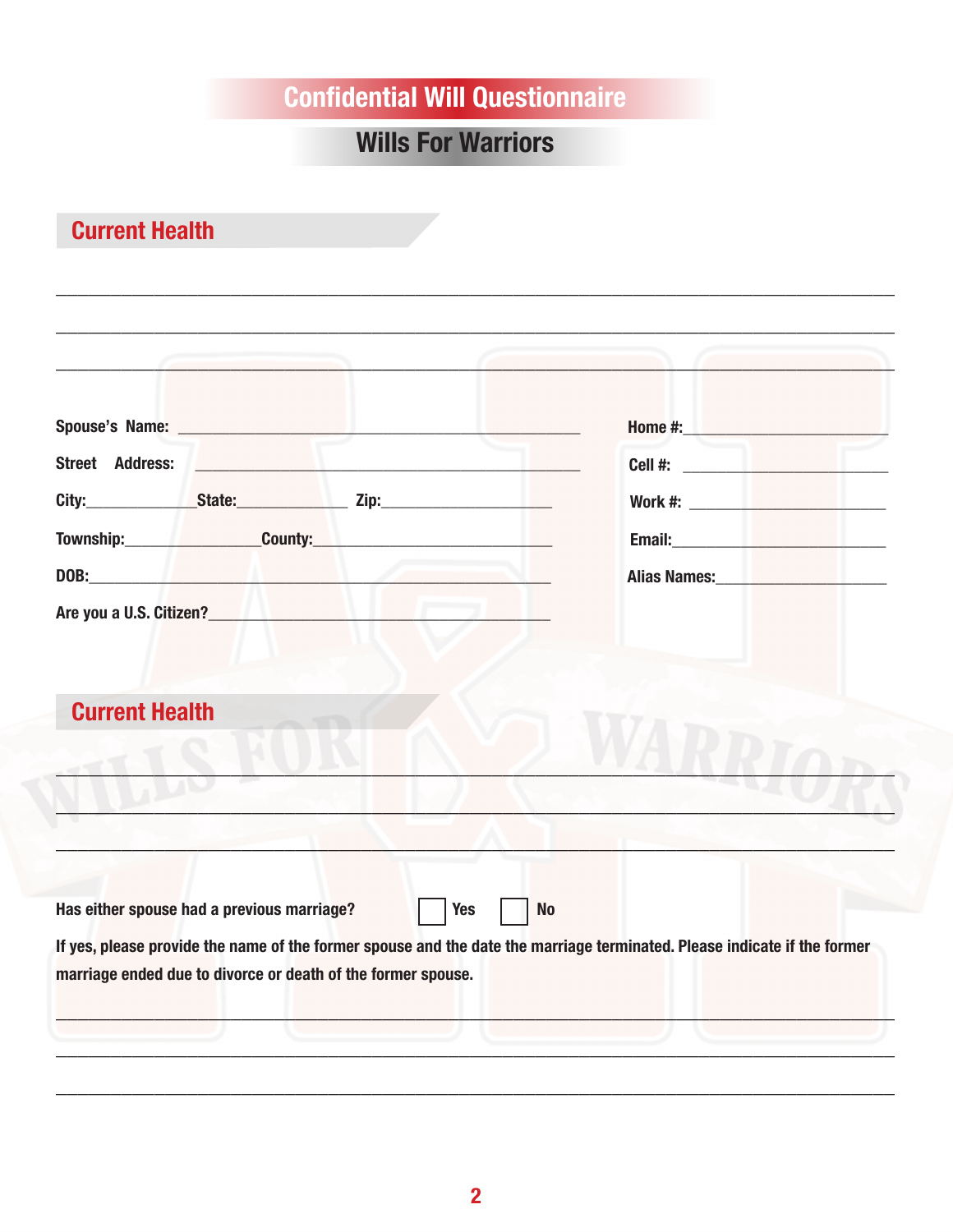# Confidential Will Questionnaire

## Wills For Warriors

### Current Health

\_\_\_\_\_\_\_\_\_\_\_\_\_\_\_\_\_\_\_\_\_\_\_\_\_\_\_\_\_\_\_\_\_\_\_\_\_\_\_\_\_\_\_\_\_\_\_\_\_\_\_\_\_\_\_\_\_\_\_\_\_\_\_\_\_\_\_\_\_\_\_\_\_\_\_\_\_\_

\_\_\_\_\_\_\_\_\_\_\_\_\_\_\_\_\_\_\_\_\_\_\_\_\_\_\_\_\_\_\_\_\_\_\_\_\_\_\_\_\_\_\_\_\_\_\_\_\_\_\_\_\_\_\_\_\_\_\_\_\_\_\_\_\_\_\_\_\_\_\_\_\_\_\_\_\_\_

\_\_\_\_\_\_\_\_\_\_\_\_\_\_\_\_\_\_\_\_\_\_\_\_\_\_\_\_\_\_\_\_\_\_\_\_\_\_\_\_\_\_\_\_\_\_\_\_\_\_\_\_\_\_\_\_\_\_\_\_\_\_\_\_\_\_\_\_\_\_\_\_\_\_\_\_\_\_

**Spouse's Name:** \_\_\_\_\_\_\_\_\_\_\_\_\_\_\_\_\_\_\_\_\_\_\_\_\_\_\_\_\_\_\_\_\_\_\_\_\_\_

**Street Address:** \_\_\_\_\_\_\_\_\_\_\_\_\_\_\_\_\_\_\_\_\_\_\_\_\_\_\_\_\_\_\_\_\_\_\_\_\_\_

**City:**\_\_\_\_\_\_\_\_\_\_\_\_ **State:**\_\_\_\_\_\_\_\_\_\_\_\_ **Zip:**\_\_\_\_\_\_\_\_\_\_\_\_\_\_\_\_\_\_

**Township:**\_\_\_\_\_\_\_\_\_\_\_\_\_\_\_ **County:**\_\_\_\_\_\_\_\_\_\_\_\_\_\_\_\_\_\_\_\_\_\_\_\_

**DOB:**\_\_\_\_\_\_\_\_\_\_\_\_\_\_\_\_\_\_\_\_\_\_\_\_\_\_\_\_\_\_\_\_\_\_\_\_\_\_\_\_\_\_\_\_\_\_

**Are you a U.S. Citizen?**\_\_\_\_\_\_\_\_\_\_\_\_\_\_\_\_\_\_\_\_\_\_\_\_\_\_\_\_\_\_\_\_\_\_

**Home #:**\_\_\_\_\_\_\_\_\_\_\_\_\_\_\_\_\_\_\_\_\_\_

**Cell #:** \_\_\_\_\_\_\_\_\_\_\_\_\_\_\_\_\_\_\_\_\_\_

**Work #:** \_\_\_\_\_\_\_\_\_\_\_\_\_\_\_\_\_\_\_\_\_\_

**Email:**\_\_\_\_\_\_\_\_\_\_\_\_\_\_\_\_\_\_\_\_\_\_\_\_

**Alias Names:**\_\_\_\_\_\_\_\_\_\_\_\_\_\_\_\_\_\_\_\_

### Current Health

\_\_\_\_\_\_\_\_\_\_\_\_\_\_\_\_\_\_\_\_\_\_\_\_\_\_\_\_\_\_\_\_\_\_\_\_\_\_\_\_\_\_\_\_\_\_\_\_\_\_\_\_\_\_\_\_\_\_\_\_\_\_\_\_\_\_\_\_\_\_\_\_\_\_\_\_\_\_

\_\_\_\_\_\_\_\_\_\_\_\_\_\_\_\_\_\_\_\_\_\_\_\_\_\_\_\_\_\_\_\_\_\_\_\_\_\_\_\_\_\_\_\_\_\_\_\_\_\_\_\_\_\_\_\_\_\_\_\_\_\_\_\_\_\_\_\_\_\_\_\_\_\_\_\_\_\_

\_\_\_\_\_\_\_\_\_\_\_\_\_\_\_\_\_\_\_\_\_\_\_\_\_\_\_\_\_\_\_\_\_\_\_\_\_\_\_\_\_\_\_\_\_\_\_\_\_\_\_\_\_\_\_\_\_\_\_\_\_\_\_\_\_\_\_\_\_\_\_\_\_\_\_\_\_\_

**Has either spouse had a previous marriage?** ☐ **Yes** ☐ **No**

**If yes, please provide the name of the former spouse and the date the marriage terminated. Please indicate if the former marriage ended due to divorce or death of the former spouse.**

\_\_\_\_\_\_\_\_\_\_\_\_\_\_\_\_\_\_\_\_\_\_\_\_\_\_\_\_\_\_\_\_\_\_\_\_\_\_\_\_\_\_\_\_\_\_\_\_\_\_\_\_\_\_\_\_\_\_\_\_\_\_\_\_\_\_\_\_\_\_\_\_\_\_\_\_\_\_

\_\_\_\_\_\_\_\_\_\_\_\_\_\_\_\_\_\_\_\_\_\_\_\_\_\_\_\_\_\_\_\_\_\_\_\_\_\_\_\_\_\_\_\_\_\_\_\_\_\_\_\_\_\_\_\_\_\_\_\_\_\_\_\_\_\_\_\_\_\_\_\_\_\_\_\_\_\_

\_\_\_\_\_\_\_\_\_\_\_\_\_\_\_\_\_\_\_\_\_\_\_\_\_\_\_\_\_\_\_\_\_\_\_\_\_\_\_\_\_\_\_\_\_\_\_\_\_\_\_\_\_\_\_\_\_\_\_\_\_\_\_\_\_\_\_\_\_\_\_\_\_\_\_\_\_\_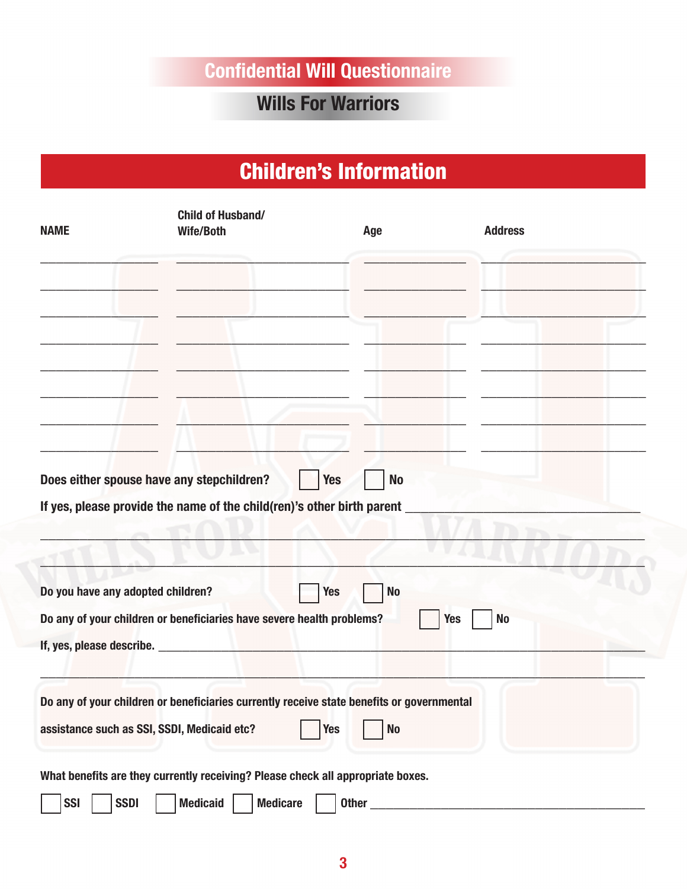# Confidential Will Questionnaire

## Wills For Warriors

## Children's Information

| NAME | Child of Husband/ Wife/Both | Age | Address |
|---|---|---|---|
| | | | |
| | | | |
| | | | |
| | | | |
| | | | |
| | | | |
| | | | |
| | | | |

**Does either spouse have any stepchildren?** ☐ Yes ☐ No

**If yes, please provide the name of the child(ren)'s other birth parent** ____________________________________

____________________________________________________________________________

____________________________________________________________________________

**Do you have any adopted children?** ☐ Yes ☐ No

**Do any of your children or beneficiaries have severe health problems?** ☐ Yes ☐ No

**If, yes, please describe.** ____________________________________________________________________________

____________________________________________________________________________

**Do any of your children or beneficiaries currently receive state benefits or governmental assistance such as SSI, SSDI, Medicaid etc?** ☐ Yes ☐ No

**What benefits are they currently receiving? Please check all appropriate boxes.**

☐ SSI ☐ SSDI ☐ Medicaid ☐ Medicare ☐ Other ____________________________________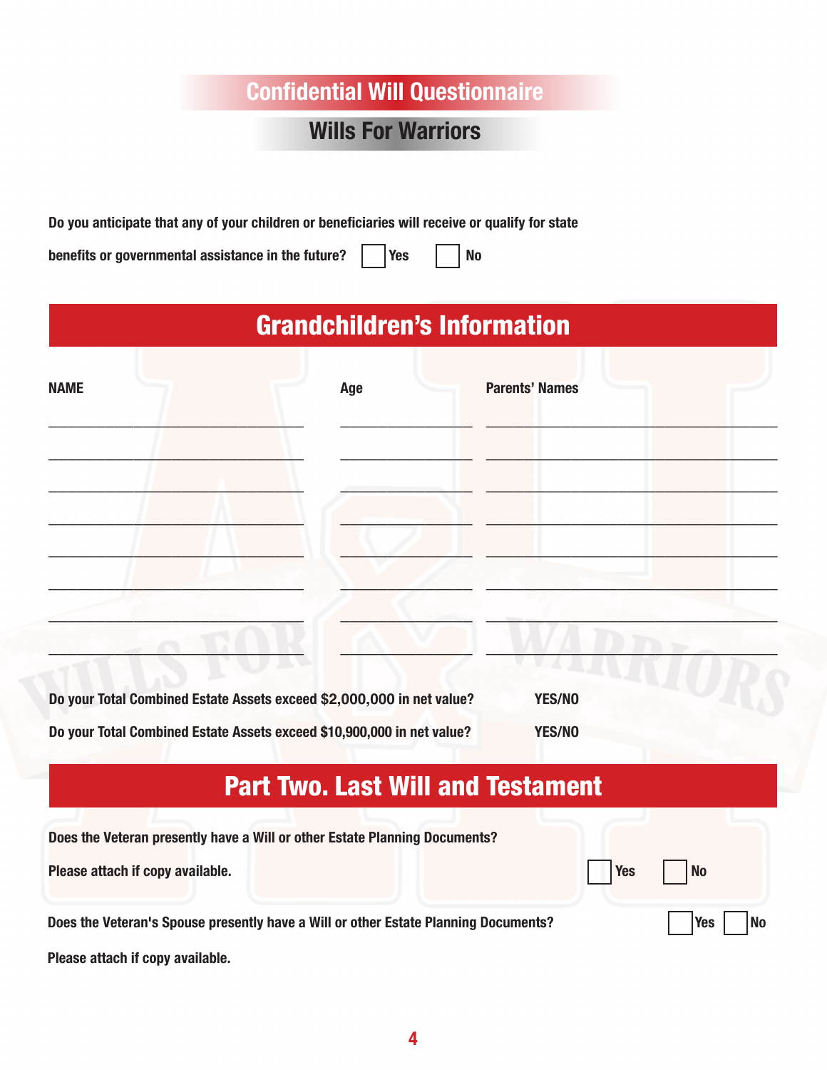# Confidential Will Questionnaire

## Wills For Warriors

**Do you anticipate that any of your children or beneficiaries will receive or qualify for state benefits or governmental assistance in the future?** ☐ Yes ☐ No

## Grandchildren's Information

| NAME | Age | Parents' Names |
|---|---|---|
| | | |
| | | |
| | | |
| | | |
| | | |
| | | |
| | | |
| | | |

**Do your Total Combined Estate Assets exceed $2,000,000 in net value?** **YES/NO**

**Do your Total Combined Estate Assets exceed $10,900,000 in net value?** **YES/NO**

## Part Two. Last Will and Testament

**Does the Veteran presently have a Will or other Estate Planning Documents?**

**Please attach if copy available.** ☐ Yes ☐ No

**Does the Veteran's Spouse presently have a Will or other Estate Planning Documents?** ☐ Yes ☐ No

**Please attach if copy available.**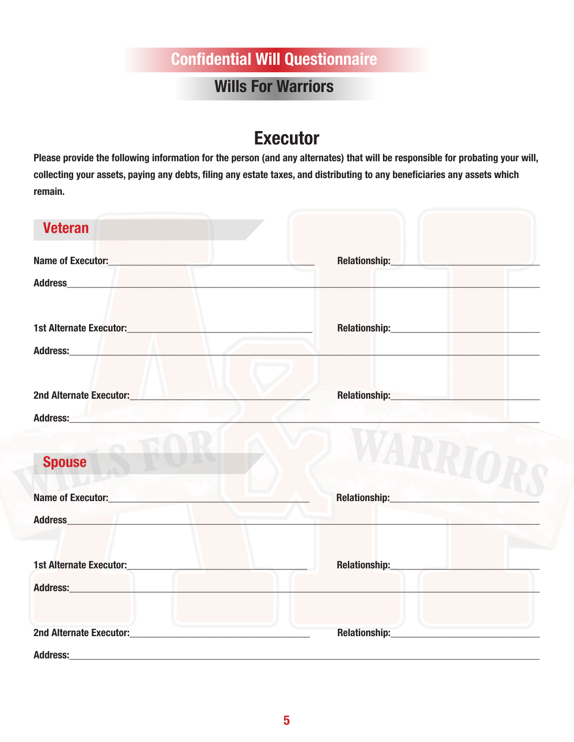# Confidential Will Questionnaire

## Wills For Warriors

## Executor

**Please provide the following information for the person (and any alternates) that will be responsible for probating your will, collecting your assets, paying any debts, filing any estate taxes, and distributing to any beneficiaries any assets which remain.**

### Veteran

**Name of Executor:**\_\_\_\_\_\_\_\_\_\_\_\_\_\_\_\_\_\_\_\_\_\_\_\_\_\_\_\_\_\_\_\_\_\_\_\_\_\_\_\_ **Relationship:**\_\_\_\_\_\_\_\_\_\_\_\_\_\_\_\_\_\_\_\_\_\_\_\_\_\_\_\_\_\_

**Address**\_\_\_\_\_\_\_\_\_\_\_\_\_\_\_\_\_\_\_\_\_\_\_\_\_\_\_\_\_\_\_\_\_\_\_\_\_\_\_\_\_\_\_\_\_\_\_\_\_\_\_\_\_\_\_\_\_\_\_\_\_\_\_\_\_\_\_\_\_\_\_\_\_\_\_\_\_\_\_\_\_\_\_\_\_\_\_\_

**1st Alternate Executor:**\_\_\_\_\_\_\_\_\_\_\_\_\_\_\_\_\_\_\_\_\_\_\_\_\_\_\_\_\_\_\_\_\_\_\_ **Relationship:**\_\_\_\_\_\_\_\_\_\_\_\_\_\_\_\_\_\_\_\_\_\_\_\_\_\_\_\_\_\_

**Address:**\_\_\_\_\_\_\_\_\_\_\_\_\_\_\_\_\_\_\_\_\_\_\_\_\_\_\_\_\_\_\_\_\_\_\_\_\_\_\_\_\_\_\_\_\_\_\_\_\_\_\_\_\_\_\_\_\_\_\_\_\_\_\_\_\_\_\_\_\_\_\_\_\_\_\_\_\_\_\_\_\_\_\_\_\_\_\_\_

**2nd Alternate Executor:**\_\_\_\_\_\_\_\_\_\_\_\_\_\_\_\_\_\_\_\_\_\_\_\_\_\_\_\_\_\_\_\_\_\_\_ **Relationship:**\_\_\_\_\_\_\_\_\_\_\_\_\_\_\_\_\_\_\_\_\_\_\_\_\_\_\_\_\_\_

**Address:**\_\_\_\_\_\_\_\_\_\_\_\_\_\_\_\_\_\_\_\_\_\_\_\_\_\_\_\_\_\_\_\_\_\_\_\_\_\_\_\_\_\_\_\_\_\_\_\_\_\_\_\_\_\_\_\_\_\_\_\_\_\_\_\_\_\_\_\_\_\_\_\_\_\_\_\_\_\_\_\_\_\_\_\_\_\_\_\_

### Spouse

**Name of Executor:**\_\_\_\_\_\_\_\_\_\_\_\_\_\_\_\_\_\_\_\_\_\_\_\_\_\_\_\_\_\_\_\_\_\_\_\_\_\_\_\_ **Relationship:**\_\_\_\_\_\_\_\_\_\_\_\_\_\_\_\_\_\_\_\_\_\_\_\_\_\_\_\_\_\_

**Address**\_\_\_\_\_\_\_\_\_\_\_\_\_\_\_\_\_\_\_\_\_\_\_\_\_\_\_\_\_\_\_\_\_\_\_\_\_\_\_\_\_\_\_\_\_\_\_\_\_\_\_\_\_\_\_\_\_\_\_\_\_\_\_\_\_\_\_\_\_\_\_\_\_\_\_\_\_\_\_\_\_\_\_\_\_\_\_\_

**1st Alternate Executor:**\_\_\_\_\_\_\_\_\_\_\_\_\_\_\_\_\_\_\_\_\_\_\_\_\_\_\_\_\_\_\_\_\_\_\_ **Relationship:**\_\_\_\_\_\_\_\_\_\_\_\_\_\_\_\_\_\_\_\_\_\_\_\_\_\_\_\_\_\_

**Address:**\_\_\_\_\_\_\_\_\_\_\_\_\_\_\_\_\_\_\_\_\_\_\_\_\_\_\_\_\_\_\_\_\_\_\_\_\_\_\_\_\_\_\_\_\_\_\_\_\_\_\_\_\_\_\_\_\_\_\_\_\_\_\_\_\_\_\_\_\_\_\_\_\_\_\_\_\_\_\_\_\_\_\_\_\_\_\_\_

**2nd Alternate Executor:**\_\_\_\_\_\_\_\_\_\_\_\_\_\_\_\_\_\_\_\_\_\_\_\_\_\_\_\_\_\_\_\_\_\_\_ **Relationship:**\_\_\_\_\_\_\_\_\_\_\_\_\_\_\_\_\_\_\_\_\_\_\_\_\_\_\_\_\_\_

**Address:**\_\_\_\_\_\_\_\_\_\_\_\_\_\_\_\_\_\_\_\_\_\_\_\_\_\_\_\_\_\_\_\_\_\_\_\_\_\_\_\_\_\_\_\_\_\_\_\_\_\_\_\_\_\_\_\_\_\_\_\_\_\_\_\_\_\_\_\_\_\_\_\_\_\_\_\_\_\_\_\_\_\_\_\_\_\_\_\_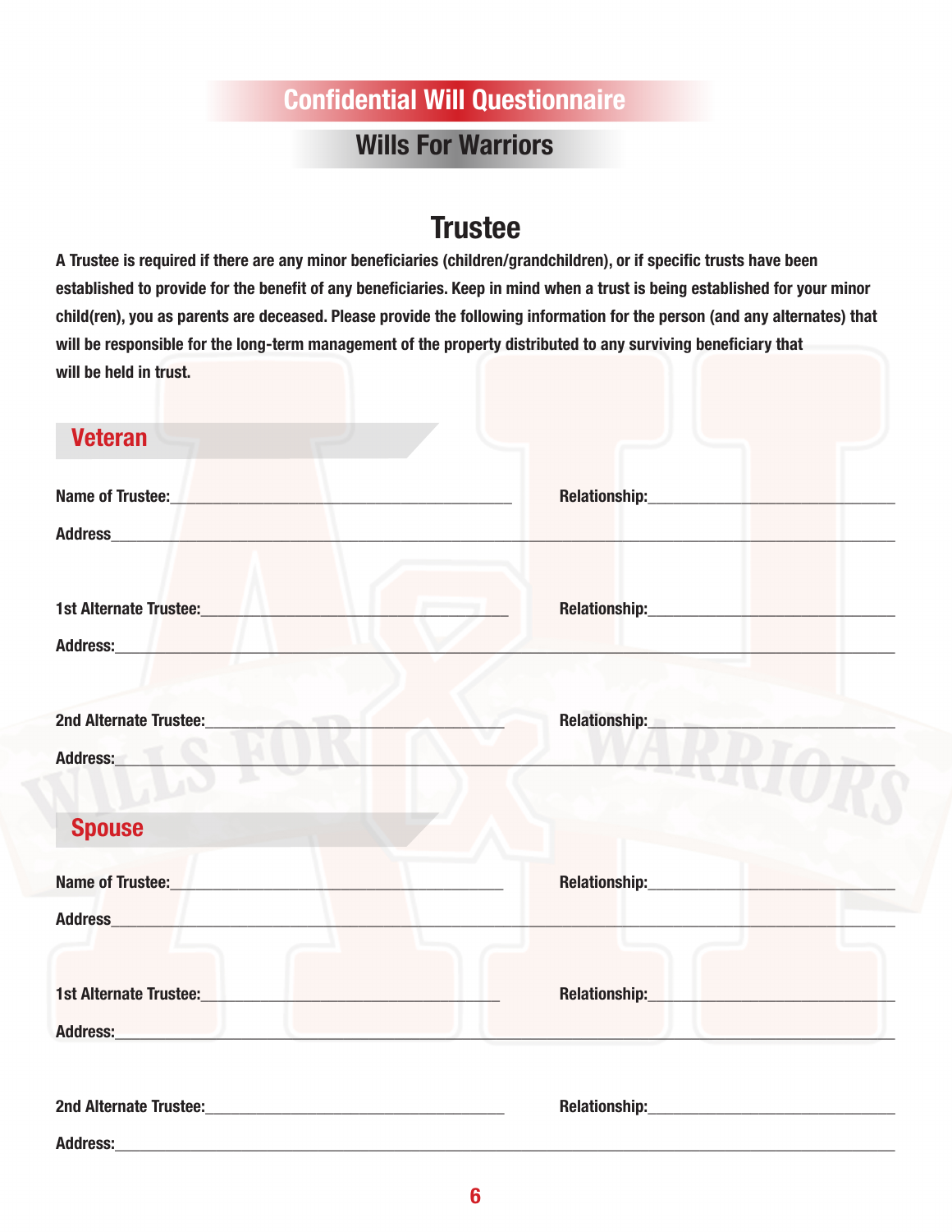# Confidential Will Questionnaire

## Wills For Warriors

## Trustee

**A Trustee is required if there are any minor beneficiaries (children/grandchildren), or if specific trusts have been established to provide for the benefit of any beneficiaries. Keep in mind when a trust is being established for your minor child(ren), you as parents are deceased. Please provide the following information for the person (and any alternates) that will be responsible for the long-term management of the property distributed to any surviving beneficiary that will be held in trust.**

### Veteran

**Name of Trustee:**_______________________ **Relationship:**_______________________

**Address**_______________________

**1st Alternate Trustee:**_______________________ **Relationship:**_______________________

**Address:**_______________________

**2nd Alternate Trustee:**_______________________ **Relationship:**_______________________

**Address:**_______________________

### Spouse

**Name of Trustee:**_______________________ **Relationship:**_______________________

**Address**_______________________

**1st Alternate Trustee:**_______________________ **Relationship:**_______________________

**Address:**_______________________

**2nd Alternate Trustee:**_______________________ **Relationship:**_______________________

**Address:**_______________________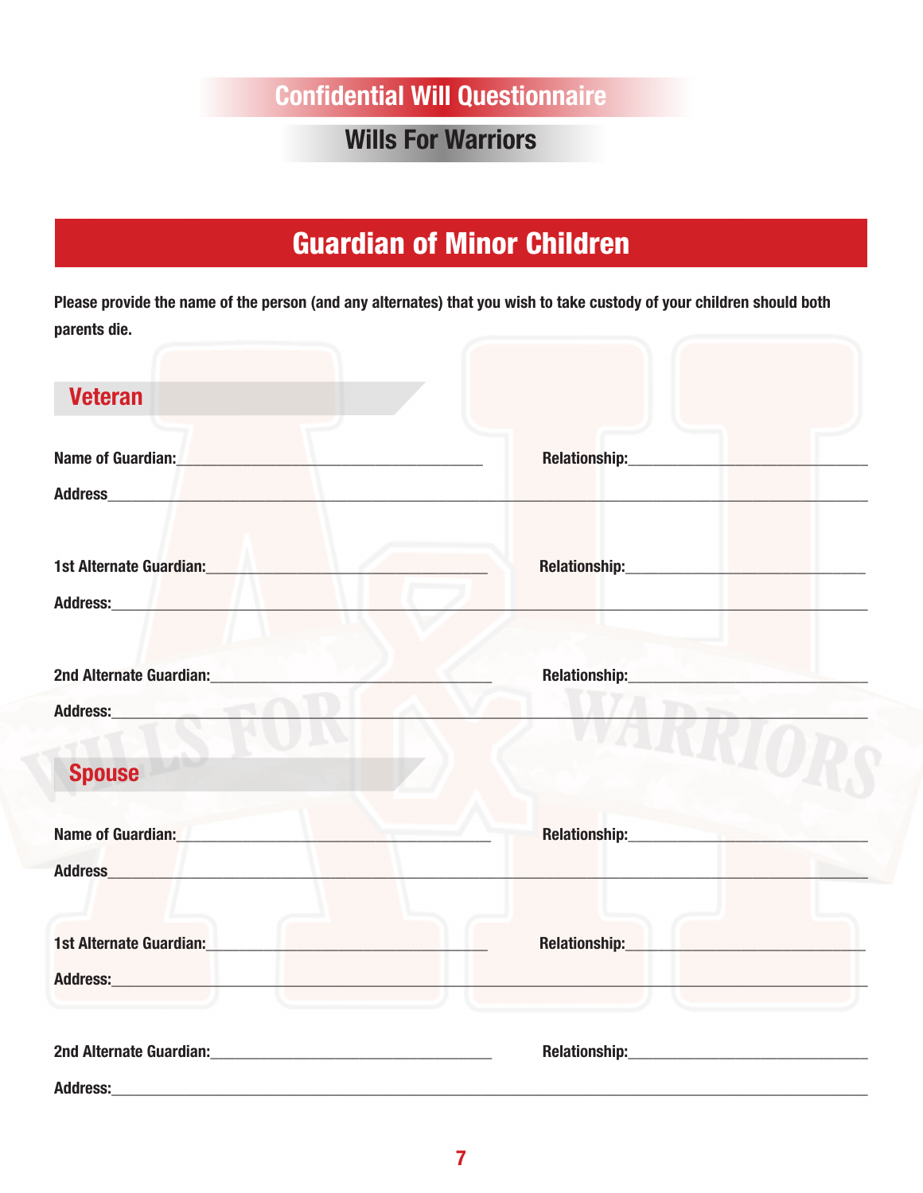Confidential Will Questionnaire

Wills For Warriors

# Guardian of Minor Children

**Please provide the name of the person (and any alternates) that you wish to take custody of your children should both parents die.**

## Veteran

**Name of Guardian:**_______________________________________ **Relationship:**______________________________

**Address**_______________________________________________________________________________________

**1st Alternate Guardian:**___________________________________ **Relationship:**______________________________

**Address:**_______________________________________________________________________________________

**2nd Alternate Guardian:**___________________________________ **Relationship:**______________________________

**Address:**_______________________________________________________________________________________

## Spouse

**Name of Guardian:**_______________________________________ **Relationship:**______________________________

**Address**_______________________________________________________________________________________

**1st Alternate Guardian:**___________________________________ **Relationship:**______________________________

**Address:**_______________________________________________________________________________________

**2nd Alternate Guardian:**___________________________________ **Relationship:**______________________________

**Address:**_______________________________________________________________________________________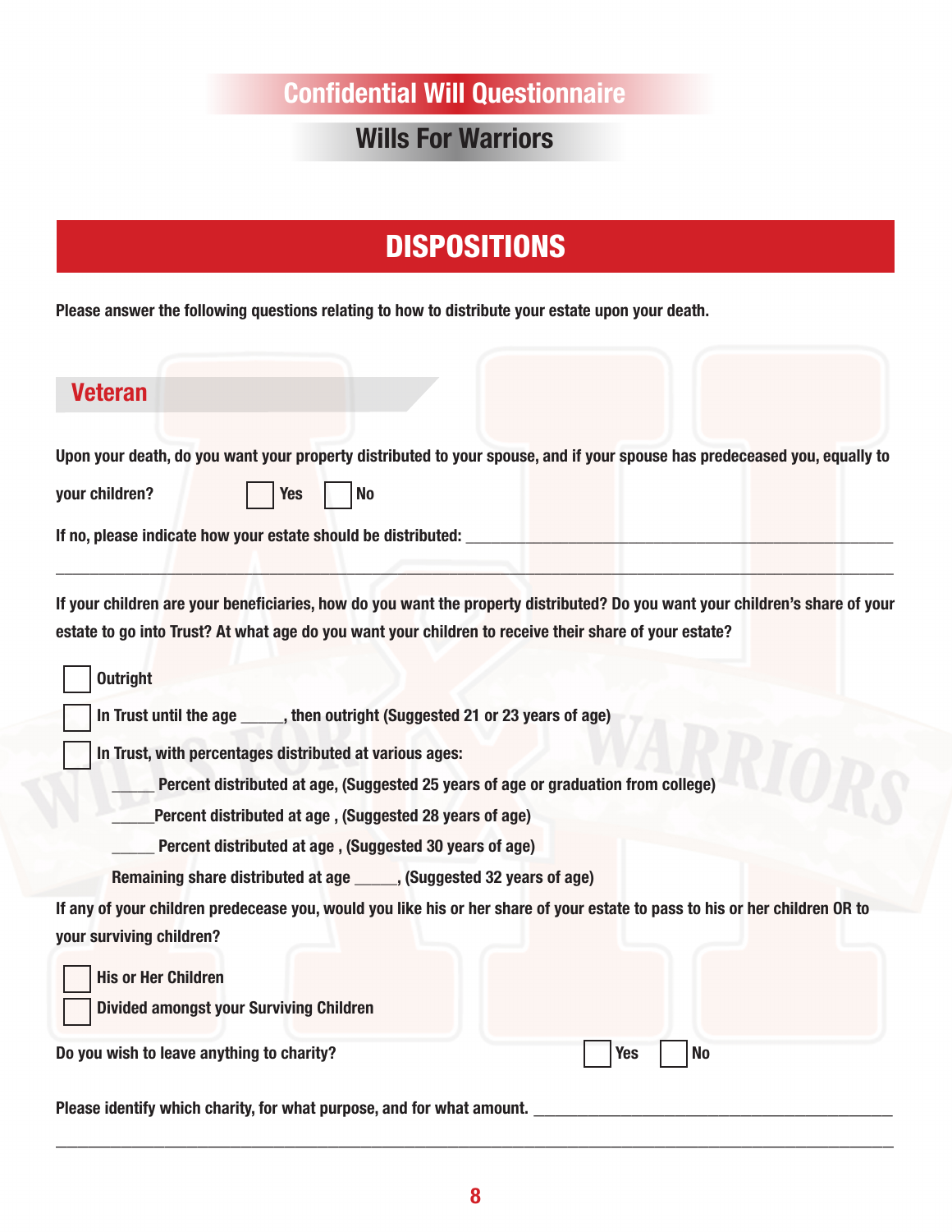# Confidential Will Questionnaire

## Wills For Warriors

# DISPOSITIONS

**Please answer the following questions relating to how to distribute your estate upon your death.**

## Veteran

**Upon your death, do you want your property distributed to your spouse, and if your spouse has predeceased you, equally to your children?** ☐ Yes ☐ No

**If no, please indicate how your estate should be distributed:** ____________________________________________

____________________________________________________________________________________

**If your children are your beneficiaries, how do you want the property distributed? Do you want your children's share of your estate to go into Trust? At what age do you want your children to receive their share of your estate?**

☐ **Outright**

☐ **In Trust until the age _____, then outright (Suggested 21 or 23 years of age)**

☐ **In Trust, with percentages distributed at various ages:**

- **_____ Percent distributed at age, (Suggested 25 years of age or graduation from college)**
- **_____Percent distributed at age , (Suggested 28 years of age)**
- **_____ Percent distributed at age , (Suggested 30 years of age)**
- **Remaining share distributed at age _____, (Suggested 32 years of age)**

**If any of your children predecease you, would you like his or her share of your estate to pass to his or her children OR to your surviving children?**

☐ **His or Her Children**

☐ **Divided amongst your Surviving Children**

**Do you wish to leave anything to charity?** ☐ Yes ☐ No

**Please identify which charity, for what purpose, and for what amount.** ____________________________________________

____________________________________________________________________________________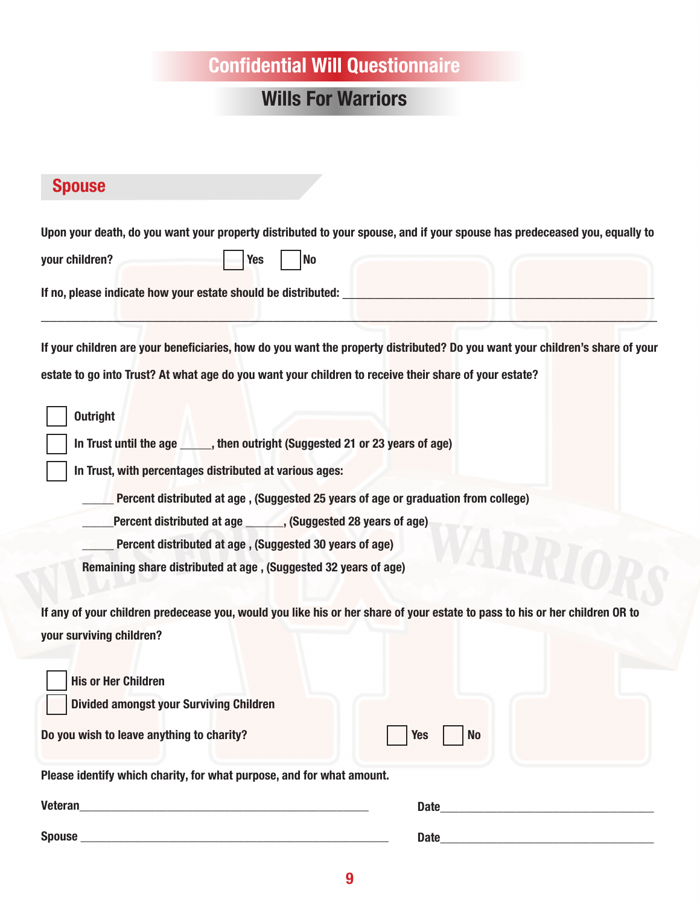# Confidential Will Questionnaire

## Wills For Warriors

## Spouse

Upon your death, do you want your property distributed to your spouse, and if your spouse has predeceased you, equally to your children? ☐ Yes ☐ No

If no, please indicate how your estate should be distributed: ____________________________________________

____________________________________________________________________________________________

If your children are your beneficiaries, how do you want the property distributed? Do you want your children's share of your estate to go into Trust? At what age do you want your children to receive their share of your estate?

☐ Outright

☐ In Trust until the age _____, then outright (Suggested 21 or 23 years of age)

☐ In Trust, with percentages distributed at various ages:

_____ Percent distributed at age , (Suggested 25 years of age or graduation from college)

_____Percent distributed at age ______, (Suggested 28 years of age)

_____ Percent distributed at age , (Suggested 30 years of age)

Remaining share distributed at age , (Suggested 32 years of age)

If any of your children predecease you, would you like his or her share of your estate to pass to his or her children OR to your surviving children?

☐ His or Her Children

☐ Divided amongst your Surviving Children

Do you wish to leave anything to charity? ☐ Yes ☐ No

Please identify which charity, for what purpose, and for what amount.

Veteran_____________________________________________ Date_________________________________

Spouse _____________________________________________ Date_________________________________